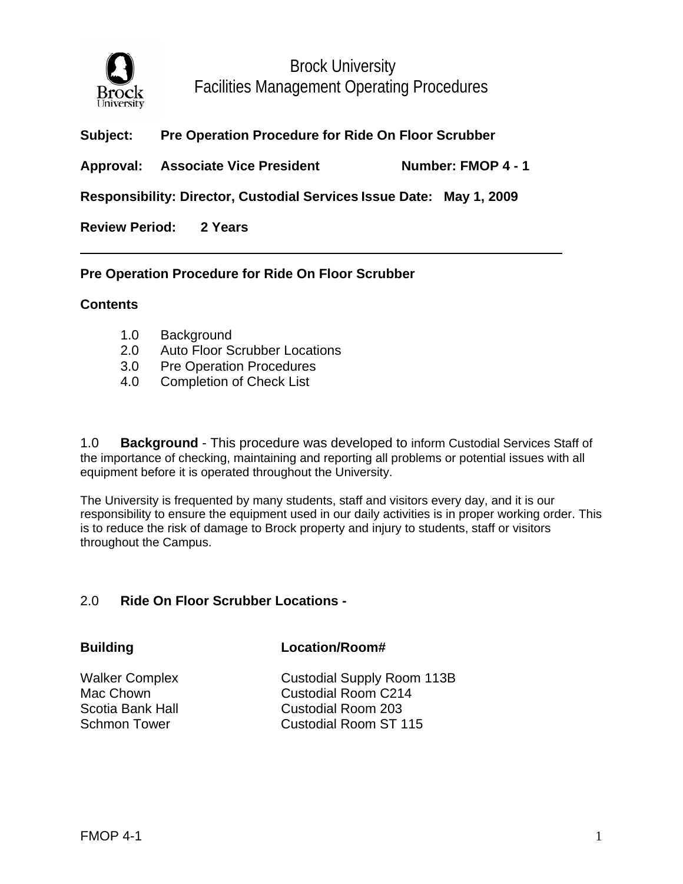# Brock University
## Facilities Management Operating Procedures

**Subject:** **Pre Operation Procedure for Ride On Floor Scrubber**

**Approval:** **Associate Vice President** **Number: FMOP 4 - 1**

**Responsibility: Director, Custodial Services** **Issue Date: May 1, 2009**

**Review Period:** **2 Years**

---

**Pre Operation Procedure for Ride On Floor Scrubber**

**Contents**

1.0 Background
2.0 Auto Floor Scrubber Locations
3.0 Pre Operation Procedures
4.0 Completion of Check List

1.0 **Background** - This procedure was developed to inform Custodial Services Staff of the importance of checking, maintaining and reporting all problems or potential issues with all equipment before it is operated throughout the University.

The University is frequented by many students, staff and visitors every day, and it is our responsibility to ensure the equipment used in our daily activities is in proper working order. This is to reduce the risk of damage to Brock property and injury to students, staff or visitors throughout the Campus.

2.0 **Ride On Floor Scrubber Locations -**

| **Building** | **Location/Room#** |
|---|---|
| Walker Complex | Custodial Supply Room 113B |
| Mac Chown | Custodial Room C214 |
| Scotia Bank Hall | Custodial Room 203 |
| Schmon Tower | Custodial Room ST 115 |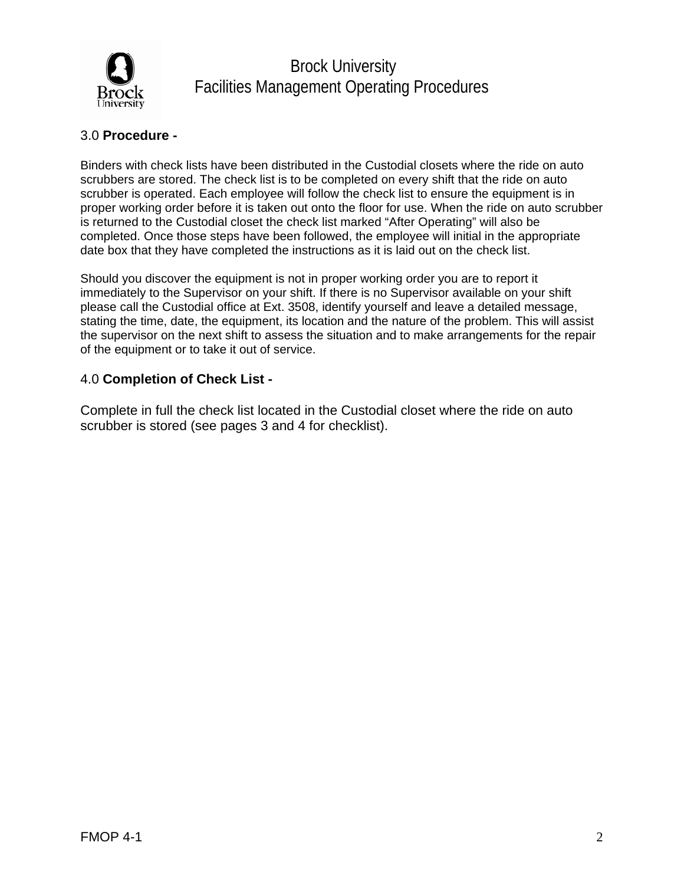## 3.0 **Procedure -**

Binders with check lists have been distributed in the Custodial closets where the ride on auto scrubbers are stored. The check list is to be completed on every shift that the ride on auto scrubber is operated. Each employee will follow the check list to ensure the equipment is in proper working order before it is taken out onto the floor for use. When the ride on auto scrubber is returned to the Custodial closet the check list marked “After Operating” will also be completed. Once those steps have been followed, the employee will initial in the appropriate date box that they have completed the instructions as it is laid out on the check list.

Should you discover the equipment is not in proper working order you are to report it immediately to the Supervisor on your shift. If there is no Supervisor available on your shift please call the Custodial office at Ext. 3508, identify yourself and leave a detailed message, stating the time, date, the equipment, its location and the nature of the problem. This will assist the supervisor on the next shift to assess the situation and to make arrangements for the repair of the equipment or to take it out of service.

## 4.0 **Completion of Check List -**

Complete in full the check list located in the Custodial closet where the ride on auto scrubber is stored (see pages 3 and 4 for checklist).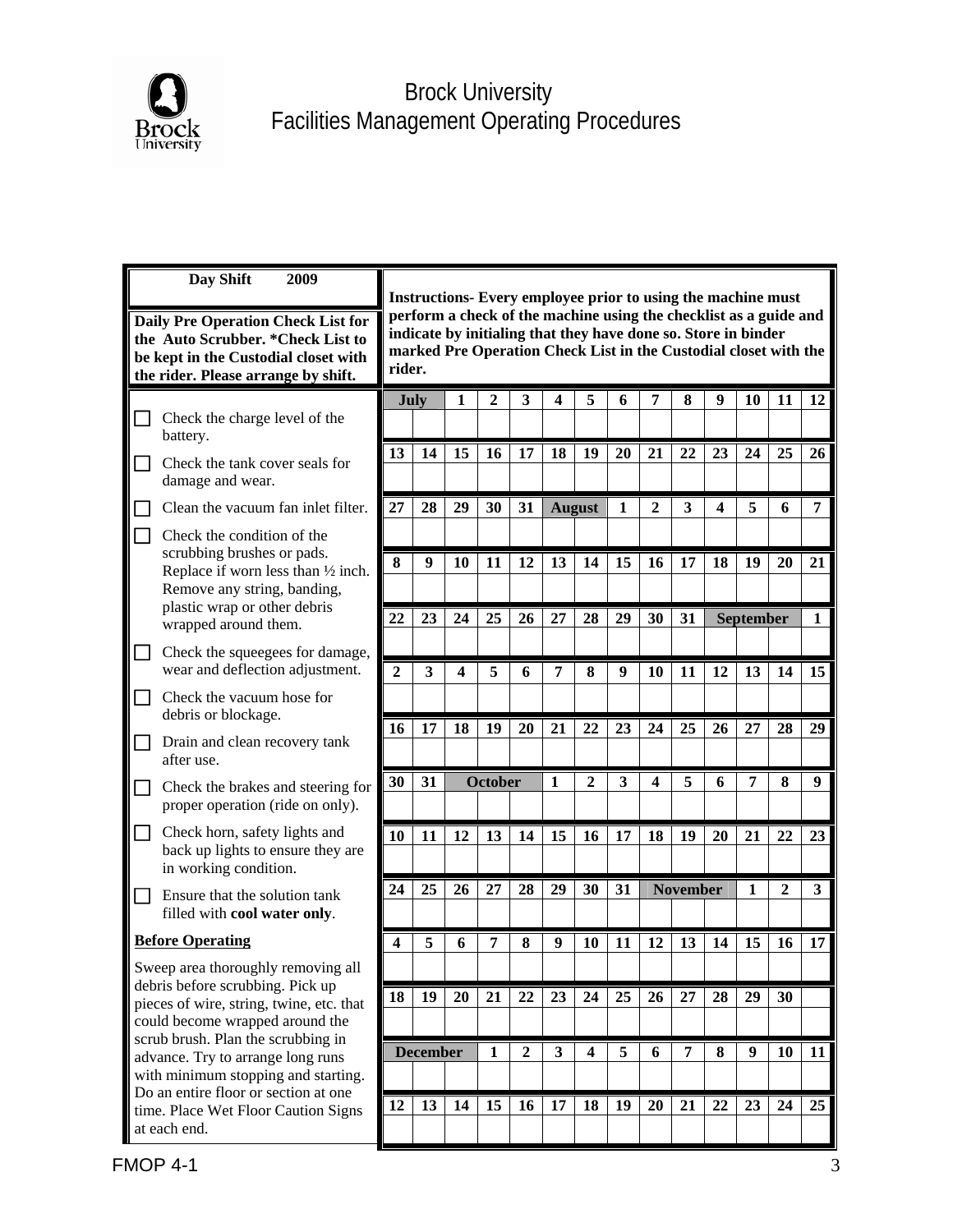Brock University
Facilities Management Operating Procedures

**Day Shift 2009**

**Daily Pre Operation Check List for the Auto Scrubber. *Check List to be kept in the Custodial closet with the rider. Please arrange by shift.**

**Instructions- Every employee prior to using the machine must perform a check of the machine using the checklist as a guide and indicate by initialing that they have done so. Store in binder marked Pre Operation Check List in the Custodial closet with the rider.**

- ☐ Check the charge level of the battery.
- ☐ Check the tank cover seals for damage and wear.
- ☐ Clean the vacuum fan inlet filter.
- ☐ Check the condition of the scrubbing brushes or pads. Replace if worn less than ½ inch. Remove any string, banding, plastic wrap or other debris wrapped around them.
- ☐ Check the squeegees for damage, wear and deflection adjustment.
- ☐ Check the vacuum hose for debris or blockage.
- ☐ Drain and clean recovery tank after use.
- ☐ Check the brakes and steering for proper operation (ride on only).
- ☐ Check horn, safety lights and back up lights to ensure they are in working condition.
- ☐ Ensure that the solution tank filled with **cool water only**.

**Before Operating**

Sweep area thoroughly removing all debris before scrubbing. Pick up pieces of wire, string, twine, etc. that could become wrapped around the scrub brush. Plan the scrubbing in advance. Try to arrange long runs with minimum stopping and starting. Do an entire floor or section at one time. Place Wet Floor Caution Signs at each end.

| July | | 1 | 2 | 3 | 4 | 5 | 6 | 7 | 8 | 9 | 10 | 11 | 12 |
|---|---|---|---|---|---|---|---|---|---|---|---|---|---|
| | | | | | | | | | | | | | |
| 13 | 14 | 15 | 16 | 17 | 18 | 19 | 20 | 21 | 22 | 23 | 24 | 25 | 26 |
| | | | | | | | | | | | | | |
| 27 | 28 | 29 | 30 | 31 | August | | 1 | 2 | 3 | 4 | 5 | 6 | 7 |
| | | | | | | | | | | | | | |
| 8 | 9 | 10 | 11 | 12 | 13 | 14 | 15 | 16 | 17 | 18 | 19 | 20 | 21 |
| | | | | | | | | | | | | | |
| 22 | 23 | 24 | 25 | 26 | 27 | 28 | 29 | 30 | 31 | September | | | 1 |
| | | | | | | | | | | | | | |
| 2 | 3 | 4 | 5 | 6 | 7 | 8 | 9 | 10 | 11 | 12 | 13 | 14 | 15 |
| | | | | | | | | | | | | | |
| 16 | 17 | 18 | 19 | 20 | 21 | 22 | 23 | 24 | 25 | 26 | 27 | 28 | 29 |
| | | | | | | | | | | | | | |
| 30 | 31 | October | | | 1 | 2 | 3 | 4 | 5 | 6 | 7 | 8 | 9 |
| | | | | | | | | | | | | | |
| 10 | 11 | 12 | 13 | 14 | 15 | 16 | 17 | 18 | 19 | 20 | 21 | 22 | 23 |
| | | | | | | | | | | | | | |
| 24 | 25 | 26 | 27 | 28 | 29 | 30 | 31 | November | | | 1 | 2 | 3 |
| | | | | | | | | | | | | | |
| 4 | 5 | 6 | 7 | 8 | 9 | 10 | 11 | 12 | 13 | 14 | 15 | 16 | 17 |
| | | | | | | | | | | | | | |
| 18 | 19 | 20 | 21 | 22 | 23 | 24 | 25 | 26 | 27 | 28 | 29 | 30 | |
| | | | | | | | | | | | | | |
| December | | | 1 | 2 | 3 | 4 | 5 | 6 | 7 | 8 | 9 | 10 | 11 |
| | | | | | | | | | | | | | |
| 12 | 13 | 14 | 15 | 16 | 17 | 18 | 19 | 20 | 21 | 22 | 23 | 24 | 25 |
| | | | | | | | | | | | | | |

FMOP 4-1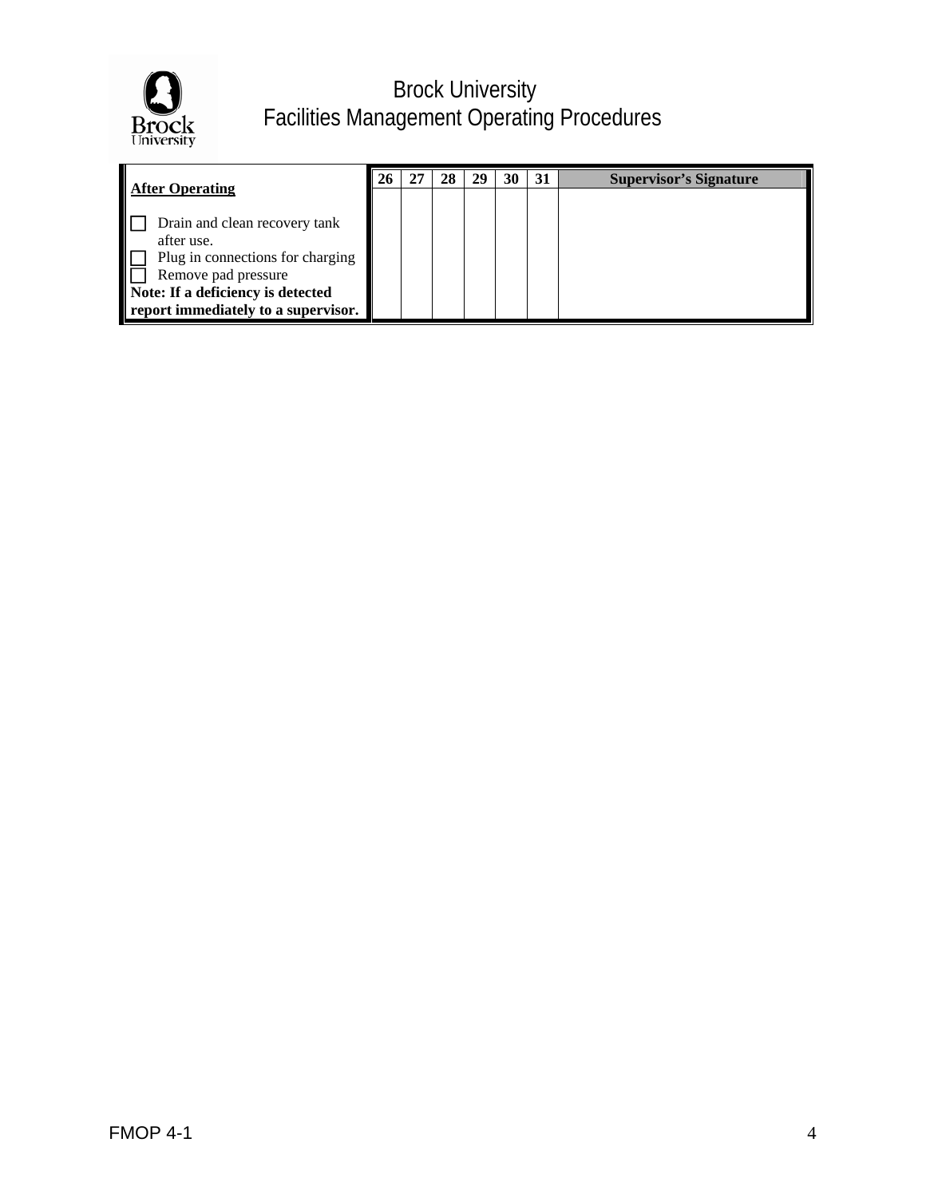| After Operating | 26 | 27 | 28 | 29 | 30 | 31 | Supervisor's Signature |
| --- | --- | --- | --- | --- | --- | --- | --- |
| ☐ Drain and clean recovery tank after use.<br>☐ Plug in connections for charging<br>☐ Remove pad pressure<br>**Note: If a deficiency is detected report immediately to a supervisor.** | | | | | | | |